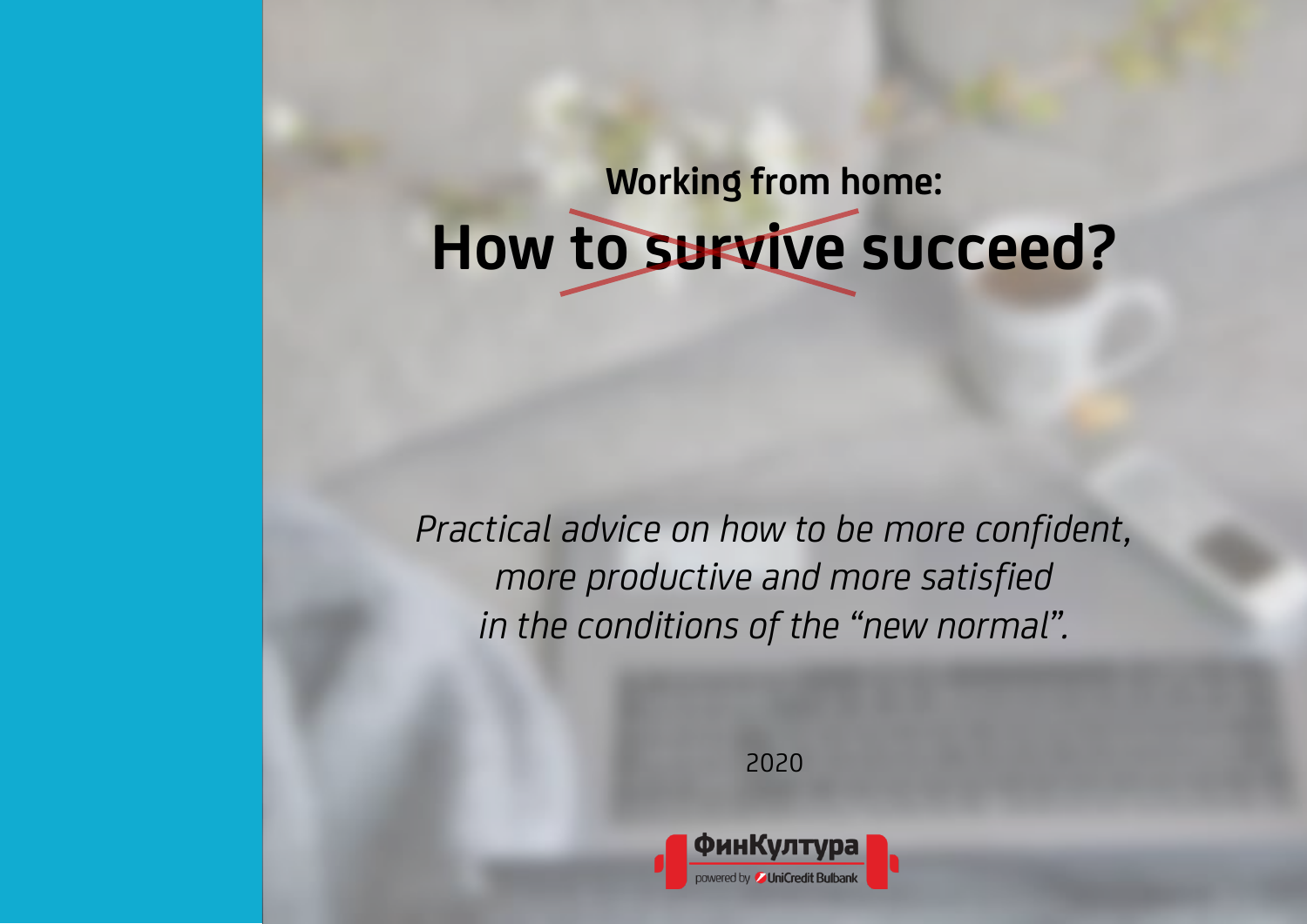## Working from home:

# How ~~to survive~~ succeed?

*Practical advice on how to be more confident, more productive and more satisfied in the conditions of the "new normal".*

2020

ФинКултура

powered by UniCredit Bulbank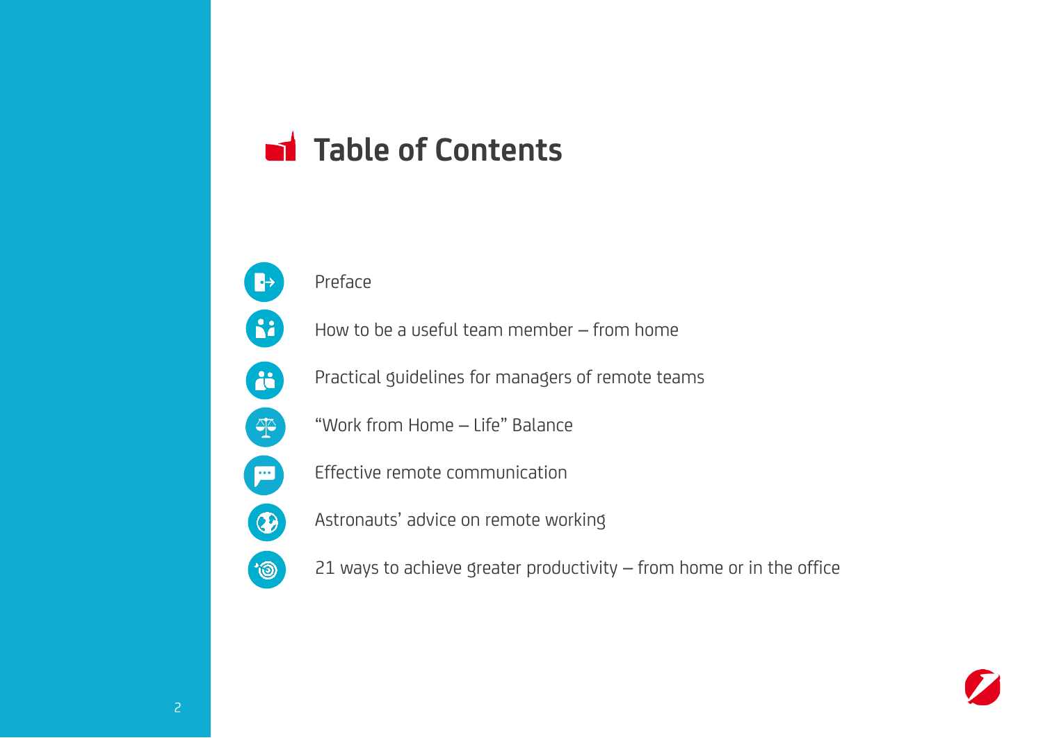# Table of Contents

- Preface
- How to be a useful team member – from home
- Practical guidelines for managers of remote teams
- "Work from Home – Life" Balance
- Effective remote communication
- Astronauts' advice on remote working
- 21 ways to achieve greater productivity – from home or in the office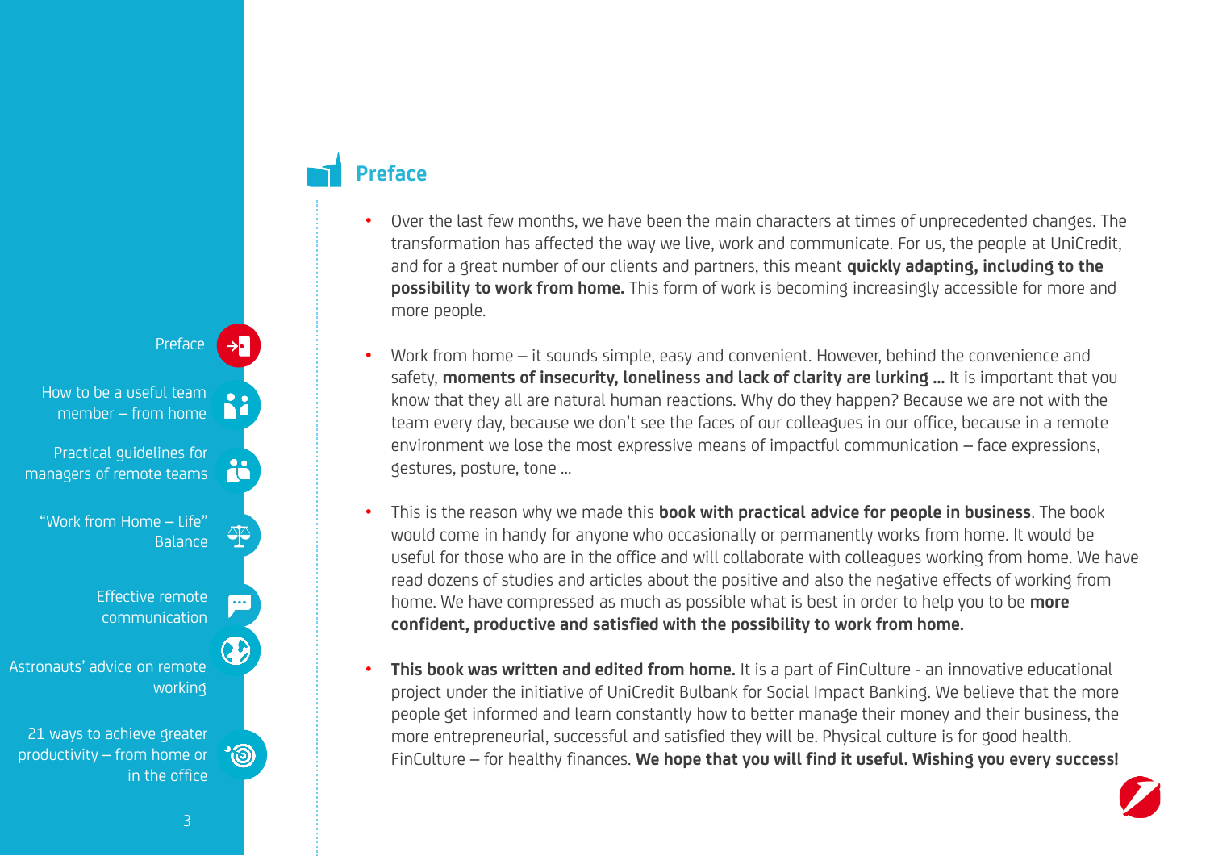## Preface

- Over the last few months, we have been the main characters at times of unprecedented changes. The transformation has affected the way we live, work and communicate. For us, the people at UniCredit, and for a great number of our clients and partners, this meant **quickly adapting, including to the possibility to work from home.** This form of work is becoming increasingly accessible for more and more people.

- Work from home – it sounds simple, easy and convenient. However, behind the convenience and safety, **moments of insecurity, loneliness and lack of clarity are lurking ...** It is important that you know that they all are natural human reactions. Why do they happen? Because we are not with the team every day, because we don't see the faces of our colleagues in our office, because in a remote environment we lose the most expressive means of impactful communication – face expressions, gestures, posture, tone ...

- This is the reason why we made this **book with practical advice for people in business**. The book would come in handy for anyone who occasionally or permanently works from home. It would be useful for those who are in the office and will collaborate with colleagues working from home. We have read dozens of studies and articles about the positive and also the negative effects of working from home. We have compressed as much as possible what is best in order to help you to be **more confident, productive and satisfied with the possibility to work from home.**

- **This book was written and edited from home.** It is a part of FinCulture - an innovative educational project under the initiative of UniCredit Bulbank for Social Impact Banking. We believe that the more people get informed and learn constantly how to better manage their money and their business, the more entrepreneurial, successful and satisfied they will be. Physical culture is for good health. FinCulture – for healthy finances. **We hope that you will find it useful. Wishing you every success!**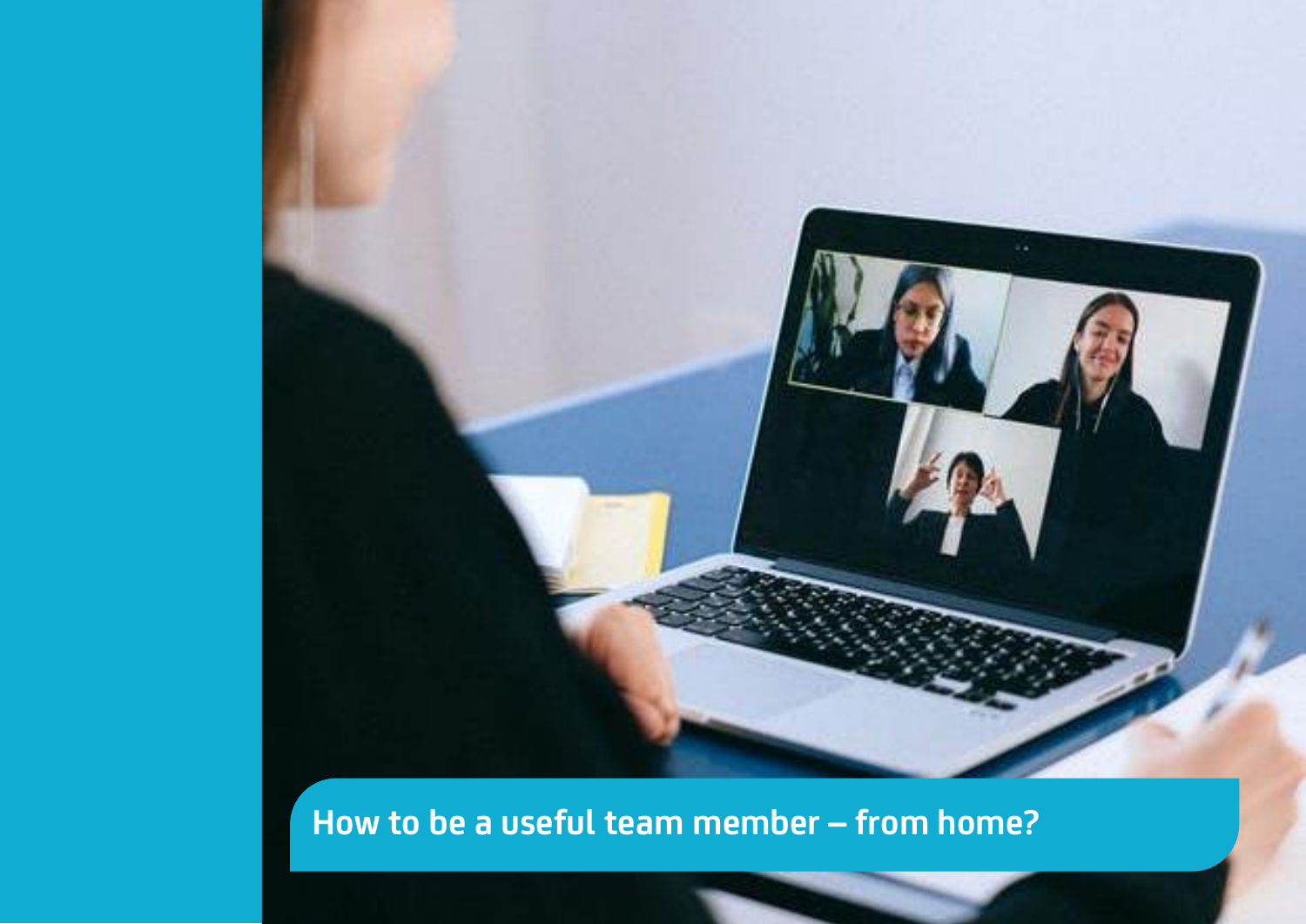# How to be a useful team member – from home?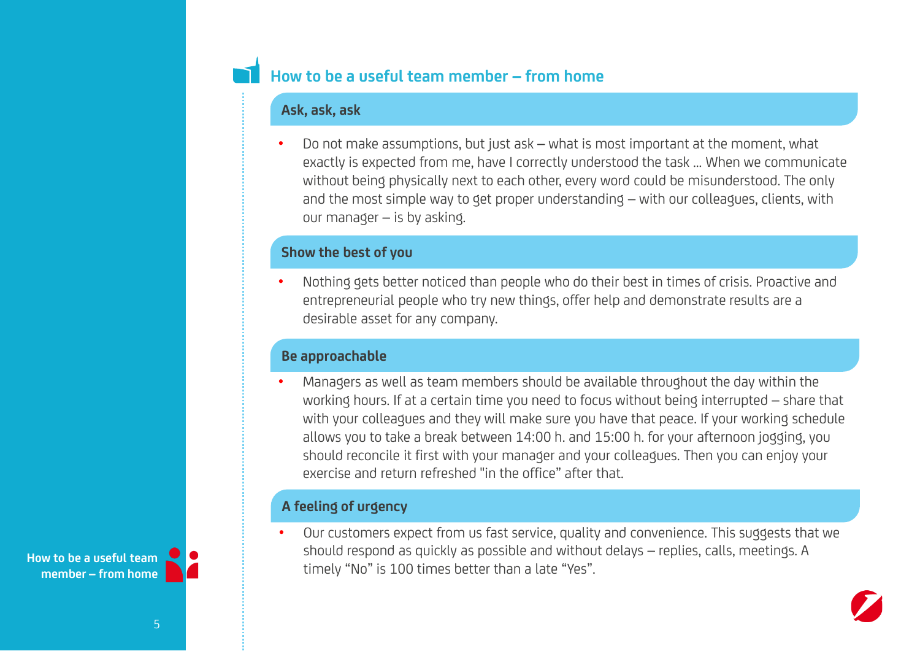## How to be a useful team member – from home

### Ask, ask, ask

- Do not make assumptions, but just ask – what is most important at the moment, what exactly is expected from me, have I correctly understood the task ... When we communicate without being physically next to each other, every word could be misunderstood. The only and the most simple way to get proper understanding – with our colleagues, clients, with our manager – is by asking.

### Show the best of you

- Nothing gets better noticed than people who do their best in times of crisis. Proactive and entrepreneurial people who try new things, offer help and demonstrate results are a desirable asset for any company.

### Be approachable

- Managers as well as team members should be available throughout the day within the working hours. If at a certain time you need to focus without being interrupted – share that with your colleagues and they will make sure you have that peace. If your working schedule allows you to take a break between 14:00 h. and 15:00 h. for your afternoon jogging, you should reconcile it first with your manager and your colleagues. Then you can enjoy your exercise and return refreshed "in the office" after that.

### A feeling of urgency

- Our customers expect from us fast service, quality and convenience. This suggests that we should respond as quickly as possible and without delays – replies, calls, meetings. A timely "No" is 100 times better than a late "Yes".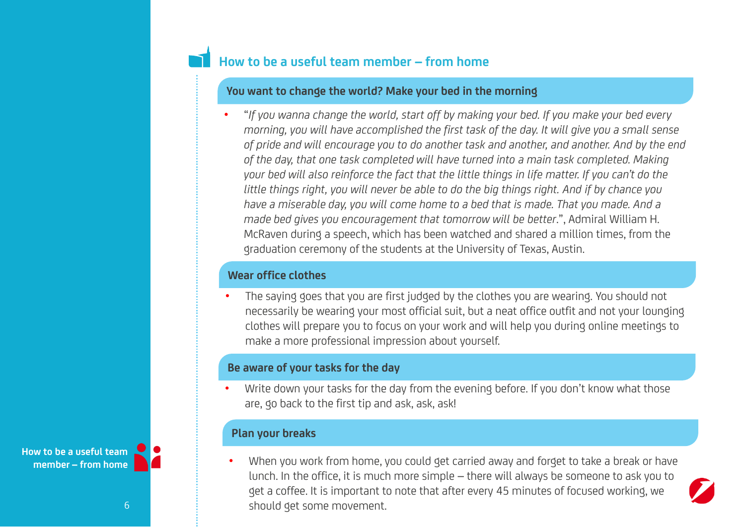## How to be a useful team member – from home

### You want to change the world? Make your bed in the morning

- "*If you wanna change the world, start off by making your bed. If you make your bed every morning, you will have accomplished the first task of the day. It will give you a small sense of pride and will encourage you to do another task and another, and another. And by the end of the day, that one task completed will have turned into a main task completed. Making your bed will also reinforce the fact that the little things in life matter. If you can't do the little things right, you will never be able to do the big things right. And if by chance you have a miserable day, you will come home to a bed that is made. That you made. And a made bed gives you encouragement that tomorrow will be better.*", Admiral William H. McRaven during a speech, which has been watched and shared a million times, from the graduation ceremony of the students at the University of Texas, Austin.

### Wear office clothes

- The saying goes that you are first judged by the clothes you are wearing. You should not necessarily be wearing your most official suit, but a neat office outfit and not your lounging clothes will prepare you to focus on your work and will help you during online meetings to make a more professional impression about yourself.

### Be aware of your tasks for the day

- Write down your tasks for the day from the evening before. If you don't know what those are, go back to the first tip and ask, ask, ask!

### Plan your breaks

- When you work from home, you could get carried away and forget to take a break or have lunch. In the office, it is much more simple – there will always be someone to ask you to get a coffee. It is important to note that after every 45 minutes of focused working, we should get some movement.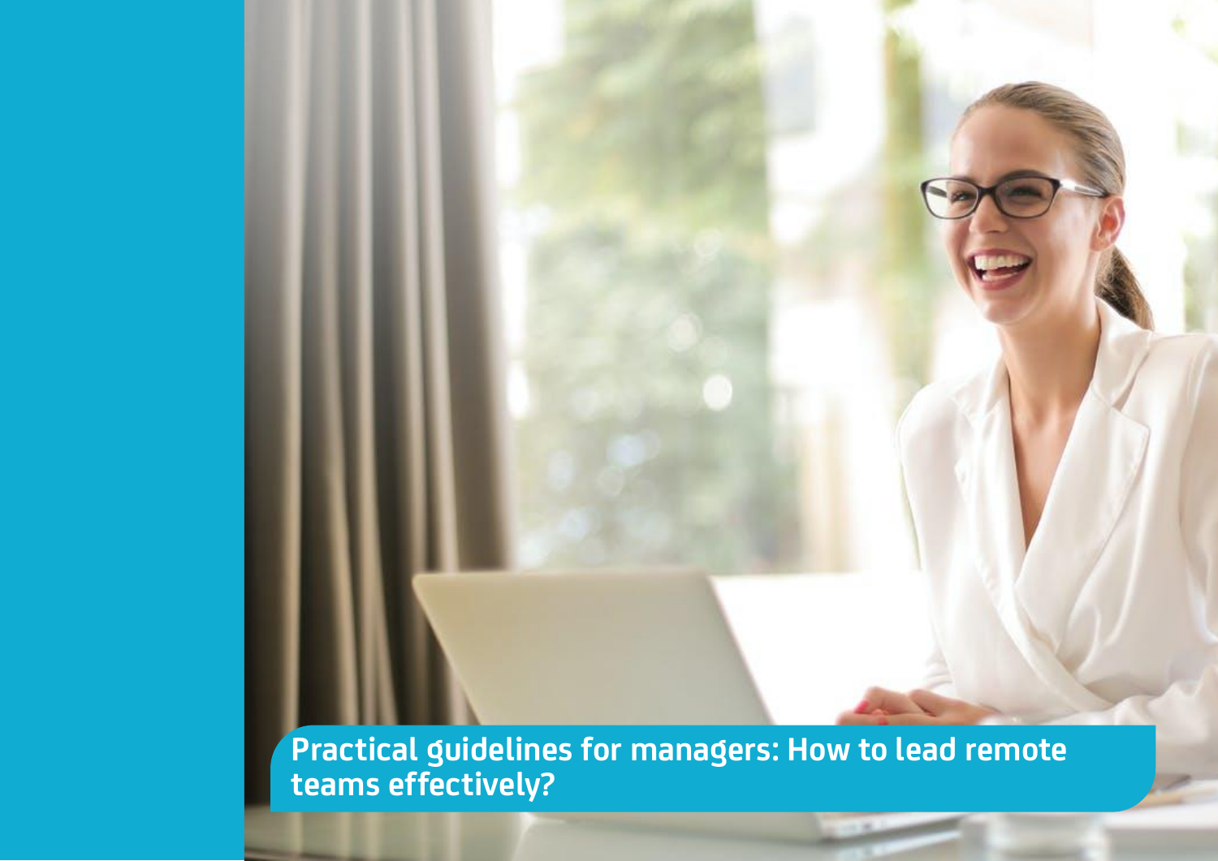# Practical guidelines for managers: How to lead remote teams effectively?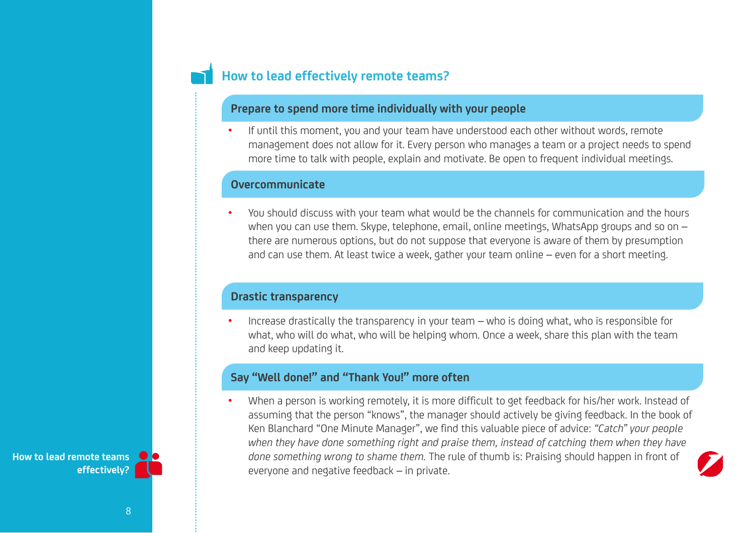## How to lead effectively remote teams?

### Prepare to spend more time individually with your people

- If until this moment, you and your team have understood each other without words, remote management does not allow for it. Every person who manages a team or a project needs to spend more time to talk with people, explain and motivate. Be open to frequent individual meetings.

### Overcommunicate

- You should discuss with your team what would be the channels for communication and the hours when you can use them. Skype, telephone, email, online meetings, WhatsApp groups and so on – there are numerous options, but do not suppose that everyone is aware of them by presumption and can use them. At least twice a week, gather your team online – even for a short meeting.

### Drastic transparency

- Increase drastically the transparency in your team – who is doing what, who is responsible for what, who will do what, who will be helping whom. Once a week, share this plan with the team and keep updating it.

### Say "Well done!" and "Thank You!" more often

- When a person is working remotely, it is more difficult to get feedback for his/her work. Instead of assuming that the person "knows", the manager should actively be giving feedback. In the book of Ken Blanchard "One Minute Manager", we find this valuable piece of advice: *"Catch" your people when they have done something right and praise them, instead of catching them when they have done something wrong to shame them.* The rule of thumb is: Praising should happen in front of everyone and negative feedback – in private.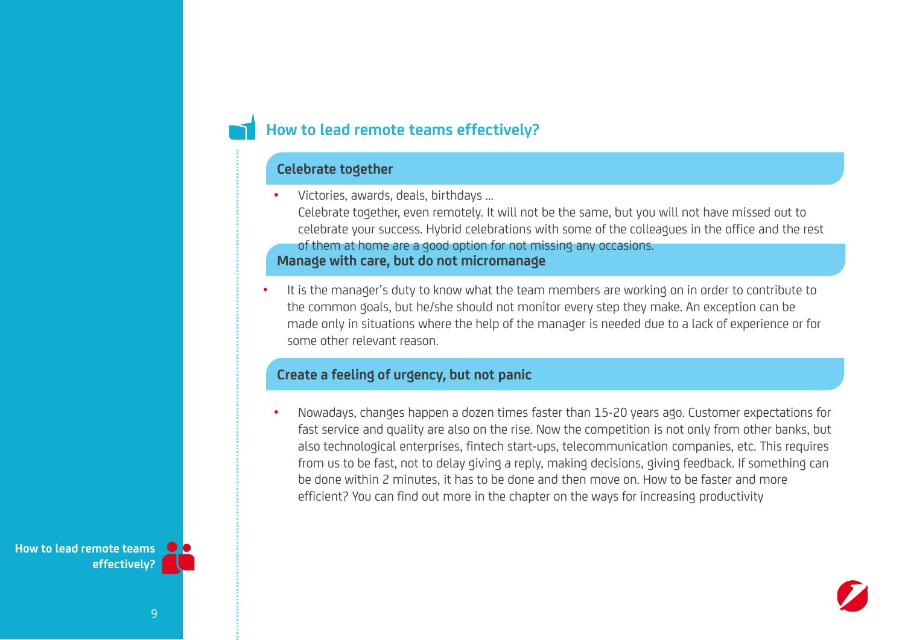## How to lead remote teams effectively?

### Celebrate together

- Victories, awards, deals, birthdays ...
  Celebrate together, even remotely. It will not be the same, but you will not have missed out to celebrate your success. Hybrid celebrations with some of the colleagues in the office and the rest of them at home are a good option for not missing any occasions.

### Manage with care, but do not micromanage

- It is the manager's duty to know what the team members are working on in order to contribute to the common goals, but he/she should not monitor every step they make. An exception can be made only in situations where the help of the manager is needed due to a lack of experience or for some other relevant reason.

### Create a feeling of urgency, but not panic

- Nowadays, changes happen a dozen times faster than 15-20 years ago. Customer expectations for fast service and quality are also on the rise. Now the competition is not only from other banks, but also technological enterprises, fintech start-ups, telecommunication companies, etc. This requires from us to be fast, not to delay giving a reply, making decisions, giving feedback. If something can be done within 2 minutes, it has to be done and then move on. How to be faster and more efficient? You can find out more in the chapter on the ways for increasing productivity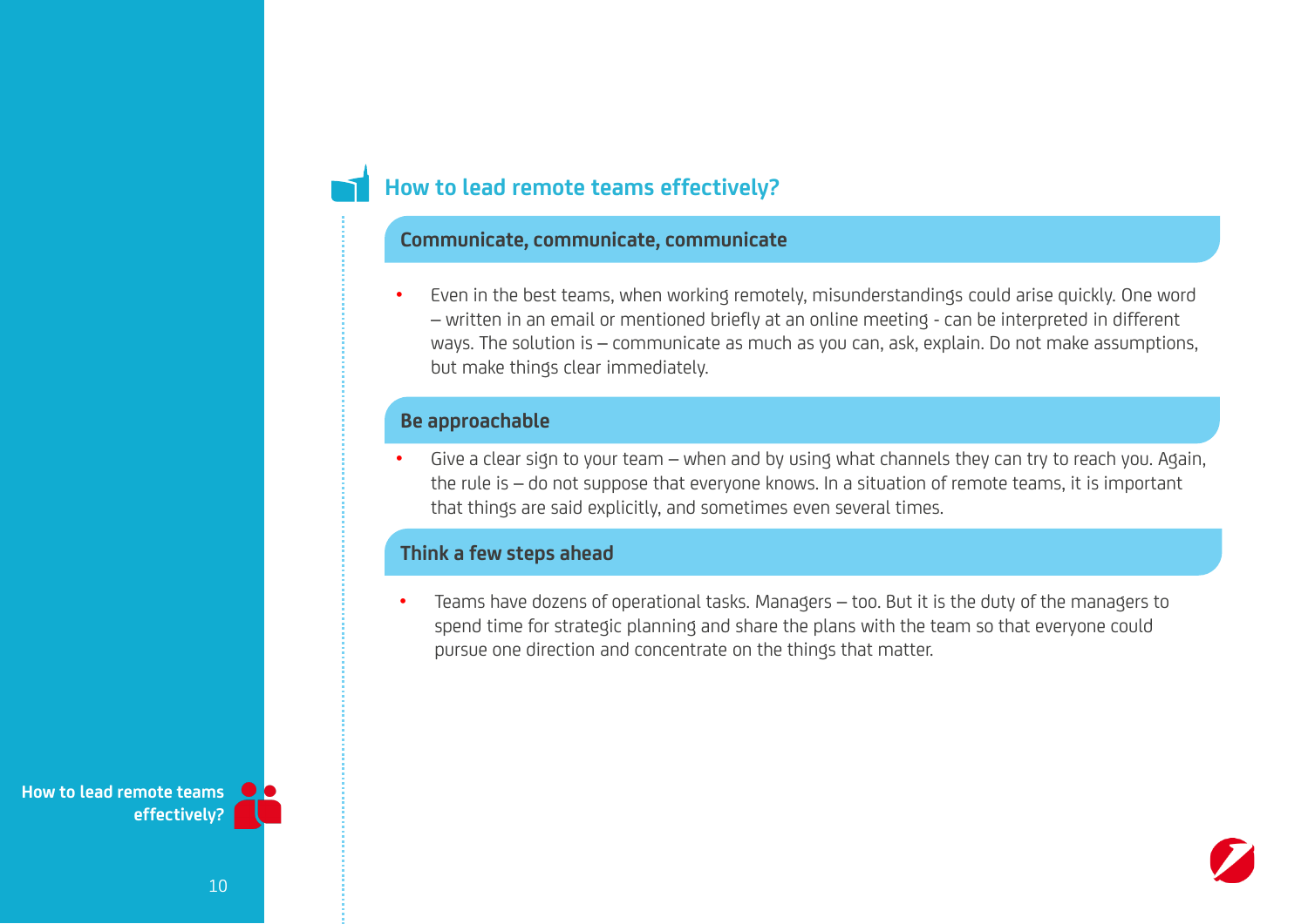## How to lead remote teams effectively?

### Communicate, communicate, communicate

- Even in the best teams, when working remotely, misunderstandings could arise quickly. One word – written in an email or mentioned briefly at an online meeting - can be interpreted in different ways. The solution is – communicate as much as you can, ask, explain. Do not make assumptions, but make things clear immediately.

### Be approachable

- Give a clear sign to your team – when and by using what channels they can try to reach you. Again, the rule is – do not suppose that everyone knows. In a situation of remote teams, it is important that things are said explicitly, and sometimes even several times.

### Think a few steps ahead

- Teams have dozens of operational tasks. Managers – too. But it is the duty of the managers to spend time for strategic planning and share the plans with the team so that everyone could pursue one direction and concentrate on the things that matter.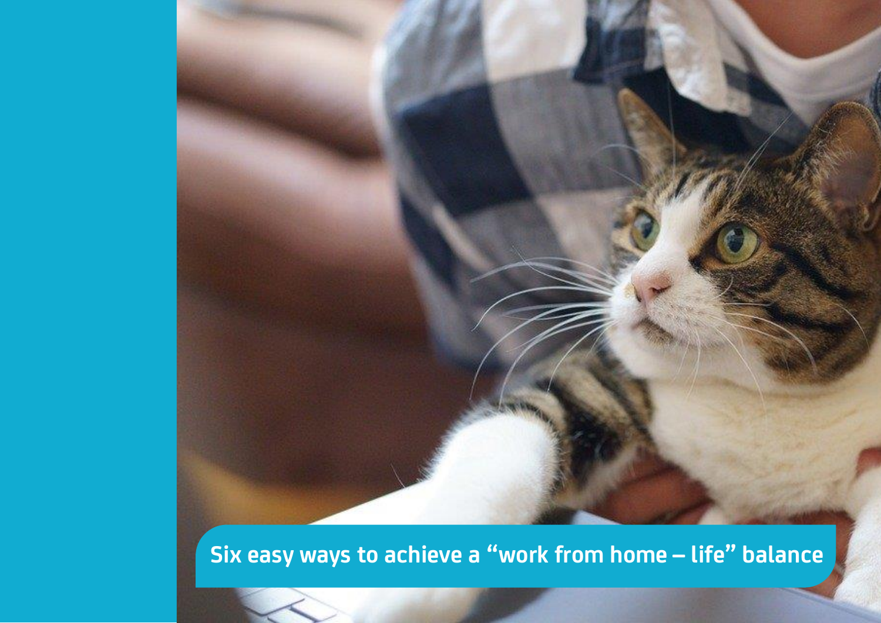# Six easy ways to achieve a "work from home – life" balance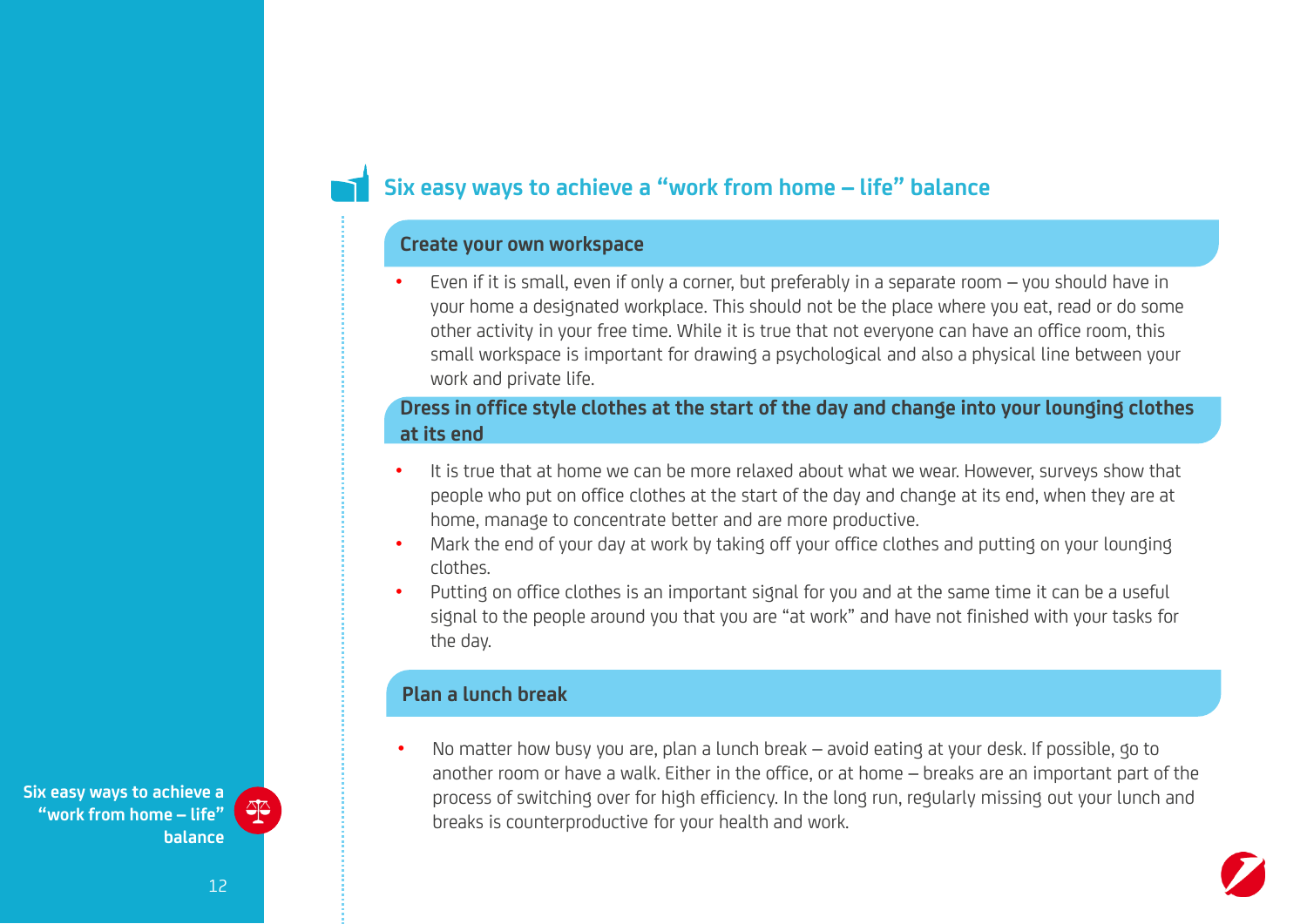## Six easy ways to achieve a "work from home – life" balance

### Create your own workspace

- Even if it is small, even if only a corner, but preferably in a separate room – you should have in your home a designated workplace. This should not be the place where you eat, read or do some other activity in your free time. While it is true that not everyone can have an office room, this small workspace is important for drawing a psychological and also a physical line between your work and private life.

### Dress in office style clothes at the start of the day and change into your lounging clothes at its end

- It is true that at home we can be more relaxed about what we wear. However, surveys show that people who put on office clothes at the start of the day and change at its end, when they are at home, manage to concentrate better and are more productive.
- Mark the end of your day at work by taking off your office clothes and putting on your lounging clothes.
- Putting on office clothes is an important signal for you and at the same time it can be a useful signal to the people around you that you are "at work" and have not finished with your tasks for the day.

### Plan a lunch break

- No matter how busy you are, plan a lunch break – avoid eating at your desk. If possible, go to another room or have a walk. Either in the office, or at home – breaks are an important part of the process of switching over for high efficiency. In the long run, regularly missing out your lunch and breaks is counterproductive for your health and work.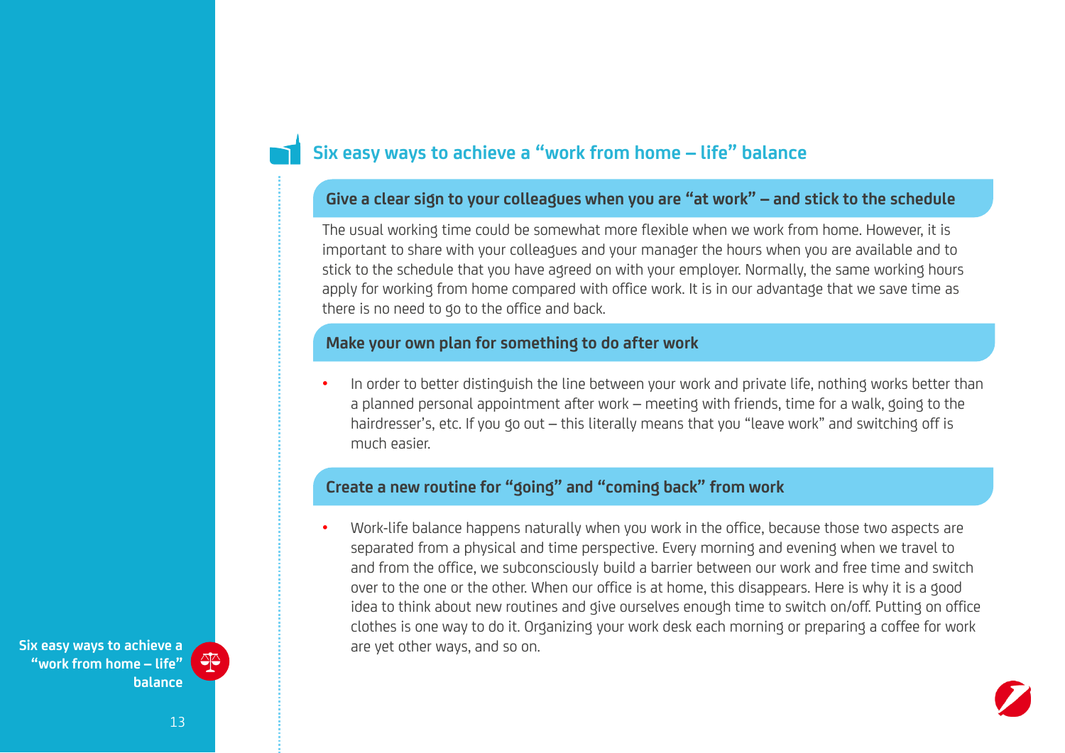## Six easy ways to achieve a "work from home – life" balance

### Give a clear sign to your colleagues when you are "at work" – and stick to the schedule

The usual working time could be somewhat more flexible when we work from home. However, it is important to share with your colleagues and your manager the hours when you are available and to stick to the schedule that you have agreed on with your employer. Normally, the same working hours apply for working from home compared with office work. It is in our advantage that we save time as there is no need to go to the office and back.

### Make your own plan for something to do after work

- In order to better distinguish the line between your work and private life, nothing works better than a planned personal appointment after work – meeting with friends, time for a walk, going to the hairdresser's, etc. If you go out – this literally means that you "leave work" and switching off is much easier.

### Create a new routine for "going" and "coming back" from work

- Work-life balance happens naturally when you work in the office, because those two aspects are separated from a physical and time perspective. Every morning and evening when we travel to and from the office, we subconsciously build a barrier between our work and free time and switch over to the one or the other. When our office is at home, this disappears. Here is why it is a good idea to think about new routines and give ourselves enough time to switch on/off. Putting on office clothes is one way to do it. Organizing your work desk each morning or preparing a coffee for work are yet other ways, and so on.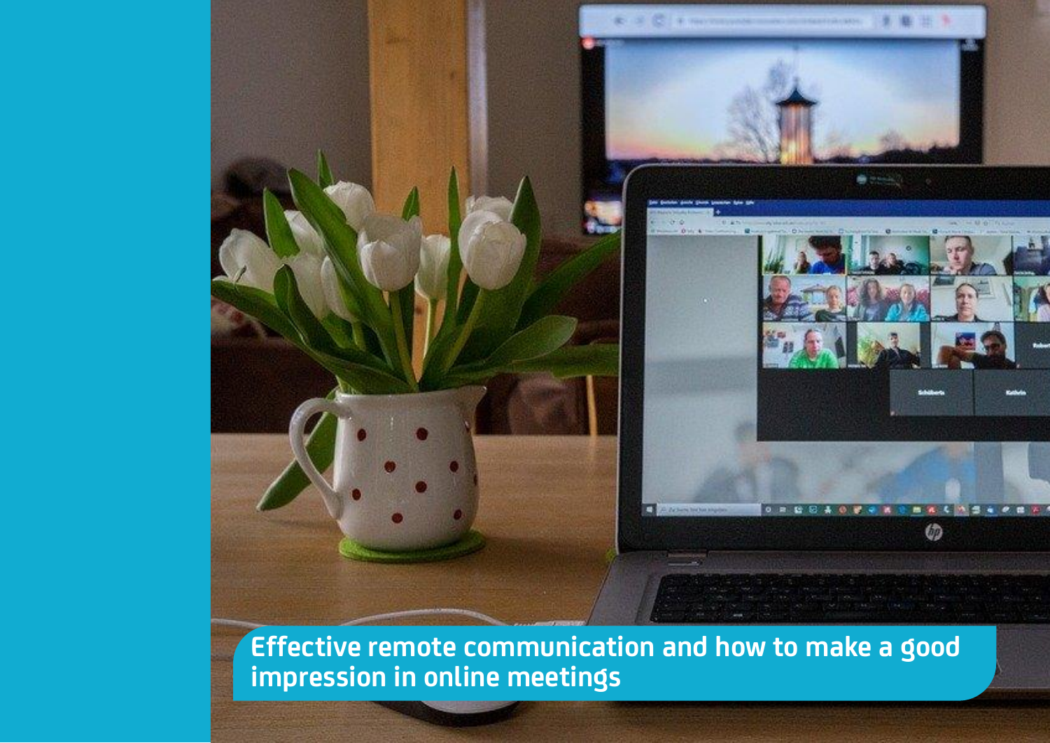# Effective remote communication and how to make a good impression in online meetings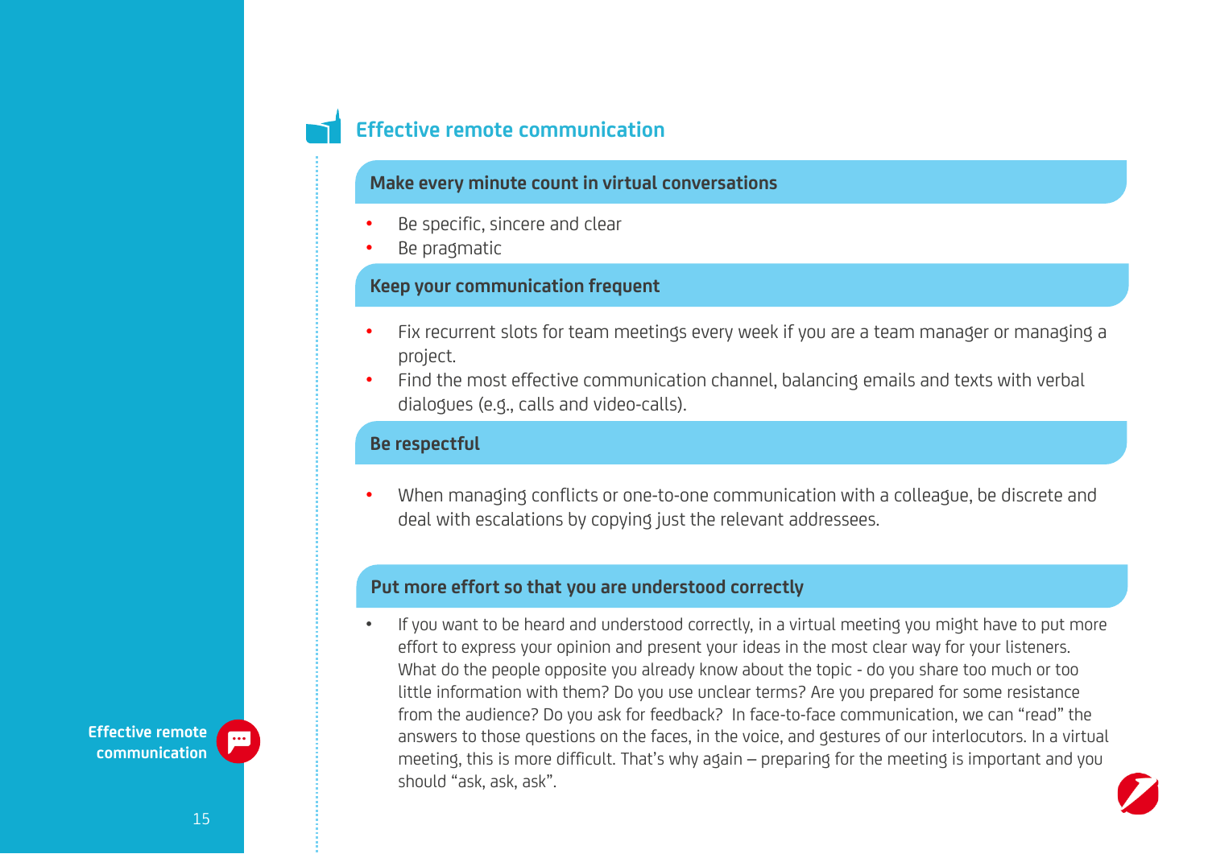## Effective remote communication

### Make every minute count in virtual conversations

- Be specific, sincere and clear
- Be pragmatic

### Keep your communication frequent

- Fix recurrent slots for team meetings every week if you are a team manager or managing a project.
- Find the most effective communication channel, balancing emails and texts with verbal dialogues (e.g., calls and video-calls).

### Be respectful

- When managing conflicts or one-to-one communication with a colleague, be discrete and deal with escalations by copying just the relevant addressees.

### Put more effort so that you are understood correctly

- If you want to be heard and understood correctly, in a virtual meeting you might have to put more effort to express your opinion and present your ideas in the most clear way for your listeners. What do the people opposite you already know about the topic - do you share too much or too little information with them? Do you use unclear terms? Are you prepared for some resistance from the audience? Do you ask for feedback? In face-to-face communication, we can "read" the answers to those questions on the faces, in the voice, and gestures of our interlocutors. In a virtual meeting, this is more difficult. That's why again – preparing for the meeting is important and you should "ask, ask, ask".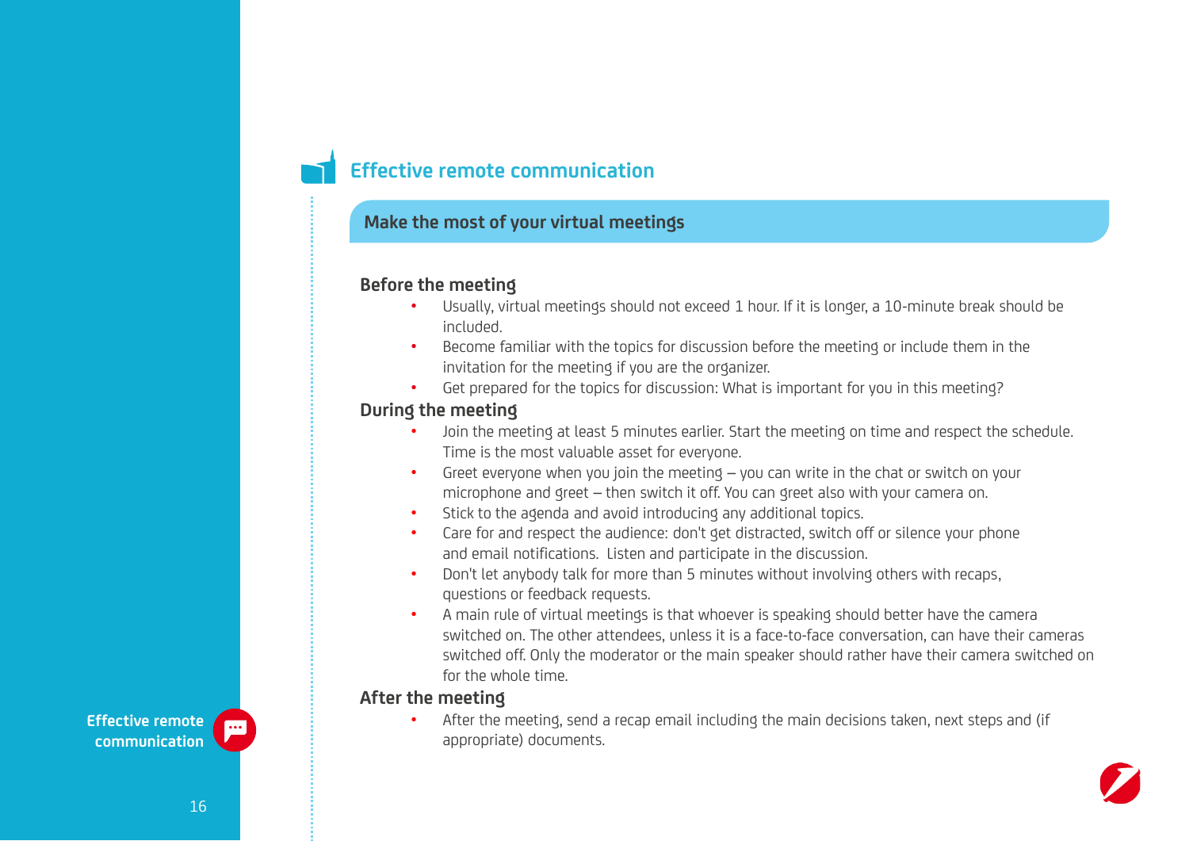# Effective remote communication

## Make the most of your virtual meetings

### Before the meeting

- Usually, virtual meetings should not exceed 1 hour. If it is longer, a 10-minute break should be included.
- Become familiar with the topics for discussion before the meeting or include them in the invitation for the meeting if you are the organizer.
- Get prepared for the topics for discussion: What is important for you in this meeting?

### During the meeting

- Join the meeting at least 5 minutes earlier. Start the meeting on time and respect the schedule. Time is the most valuable asset for everyone.
- Greet everyone when you join the meeting – you can write in the chat or switch on your microphone and greet – then switch it off. You can greet also with your camera on.
- Stick to the agenda and avoid introducing any additional topics.
- Care for and respect the audience: don't get distracted, switch off or silence your phone and email notifications. Listen and participate in the discussion.
- Don't let anybody talk for more than 5 minutes without involving others with recaps, questions or feedback requests.
- A main rule of virtual meetings is that whoever is speaking should better have the camera switched on. The other attendees, unless it is a face-to-face conversation, can have their cameras switched off. Only the moderator or the main speaker should rather have their camera switched on for the whole time.

### After the meeting

- After the meeting, send a recap email including the main decisions taken, next steps and (if appropriate) documents.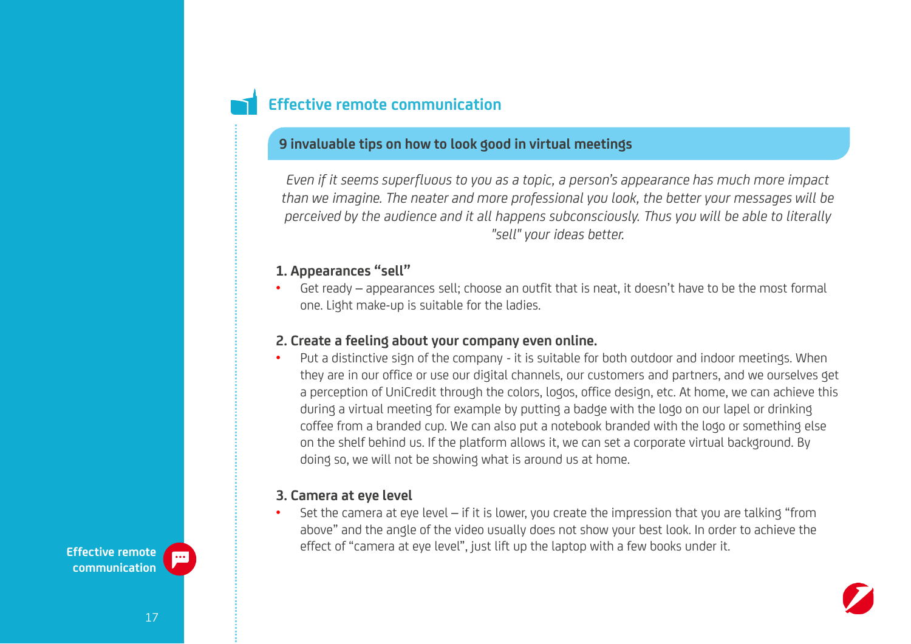## Effective remote communication

### 9 invaluable tips on how to look good in virtual meetings

*Even if it seems superfluous to you as a topic, a person's appearance has much more impact than we imagine. The neater and more professional you look, the better your messages will be perceived by the audience and it all happens subconsciously. Thus you will be able to literally "sell" your ideas better.*

**1. Appearances "sell"**

- Get ready – appearances sell; choose an outfit that is neat, it doesn't have to be the most formal one. Light make-up is suitable for the ladies.

**2. Create a feeling about your company even online.**

- Put a distinctive sign of the company - it is suitable for both outdoor and indoor meetings. When they are in our office or use our digital channels, our customers and partners, and we ourselves get a perception of UniCredit through the colors, logos, office design, etc. At home, we can achieve this during a virtual meeting for example by putting a badge with the logo on our lapel or drinking coffee from a branded cup. We can also put a notebook branded with the logo or something else on the shelf behind us. If the platform allows it, we can set a corporate virtual background. By doing so, we will not be showing what is around us at home.

**3. Camera at eye level**

- Set the camera at eye level – if it is lower, you create the impression that you are talking "from above" and the angle of the video usually does not show your best look. In order to achieve the effect of "camera at eye level", just lift up the laptop with a few books under it.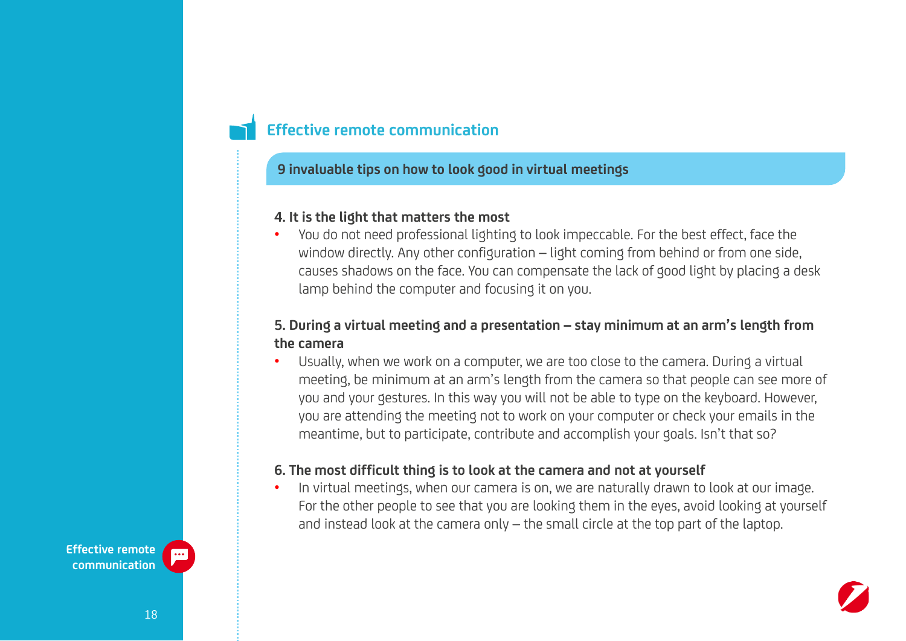## Effective remote communication

### 9 invaluable tips on how to look good in virtual meetings

**4. It is the light that matters the most**

- You do not need professional lighting to look impeccable. For the best effect, face the window directly. Any other configuration – light coming from behind or from one side, causes shadows on the face. You can compensate the lack of good light by placing a desk lamp behind the computer and focusing it on you.

**5. During a virtual meeting and a presentation – stay minimum at an arm's length from the camera**

- Usually, when we work on a computer, we are too close to the camera. During a virtual meeting, be minimum at an arm's length from the camera so that people can see more of you and your gestures. In this way you will not be able to type on the keyboard. However, you are attending the meeting not to work on your computer or check your emails in the meantime, but to participate, contribute and accomplish your goals. Isn't that so?

**6. The most difficult thing is to look at the camera and not at yourself**

- In virtual meetings, when our camera is on, we are naturally drawn to look at our image. For the other people to see that you are looking them in the eyes, avoid looking at yourself and instead look at the camera only – the small circle at the top part of the laptop.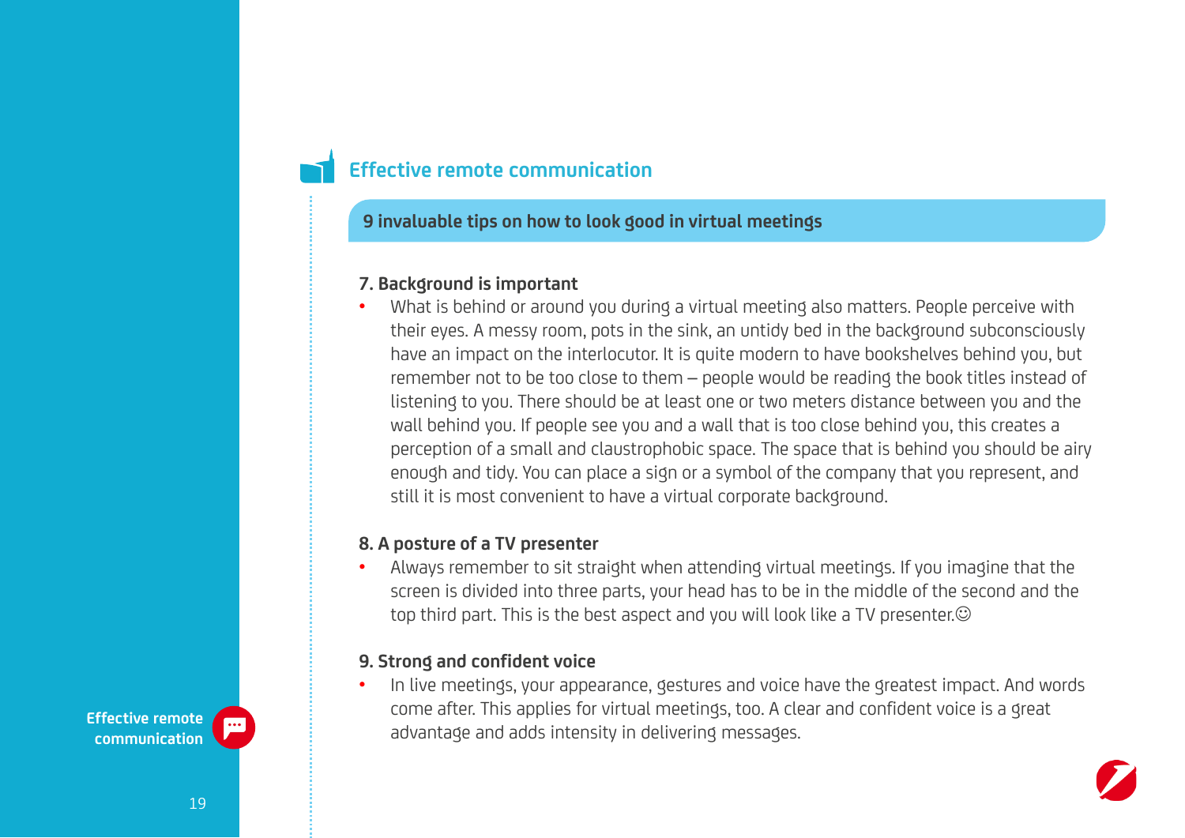## Effective remote communication

### 9 invaluable tips on how to look good in virtual meetings

**7. Background is important**

- What is behind or around you during a virtual meeting also matters. People perceive with their eyes. A messy room, pots in the sink, an untidy bed in the background subconsciously have an impact on the interlocutor. It is quite modern to have bookshelves behind you, but remember not to be too close to them – people would be reading the book titles instead of listening to you. There should be at least one or two meters distance between you and the wall behind you. If people see you and a wall that is too close behind you, this creates a perception of a small and claustrophobic space. The space that is behind you should be airy enough and tidy. You can place a sign or a symbol of the company that you represent, and still it is most convenient to have a virtual corporate background.

**8. A posture of a TV presenter**

- Always remember to sit straight when attending virtual meetings. If you imagine that the screen is divided into three parts, your head has to be in the middle of the second and the top third part. This is the best aspect and you will look like a TV presenter.☺

**9. Strong and confident voice**

- In live meetings, your appearance, gestures and voice have the greatest impact. And words come after. This applies for virtual meetings, too. A clear and confident voice is a great advantage and adds intensity in delivering messages.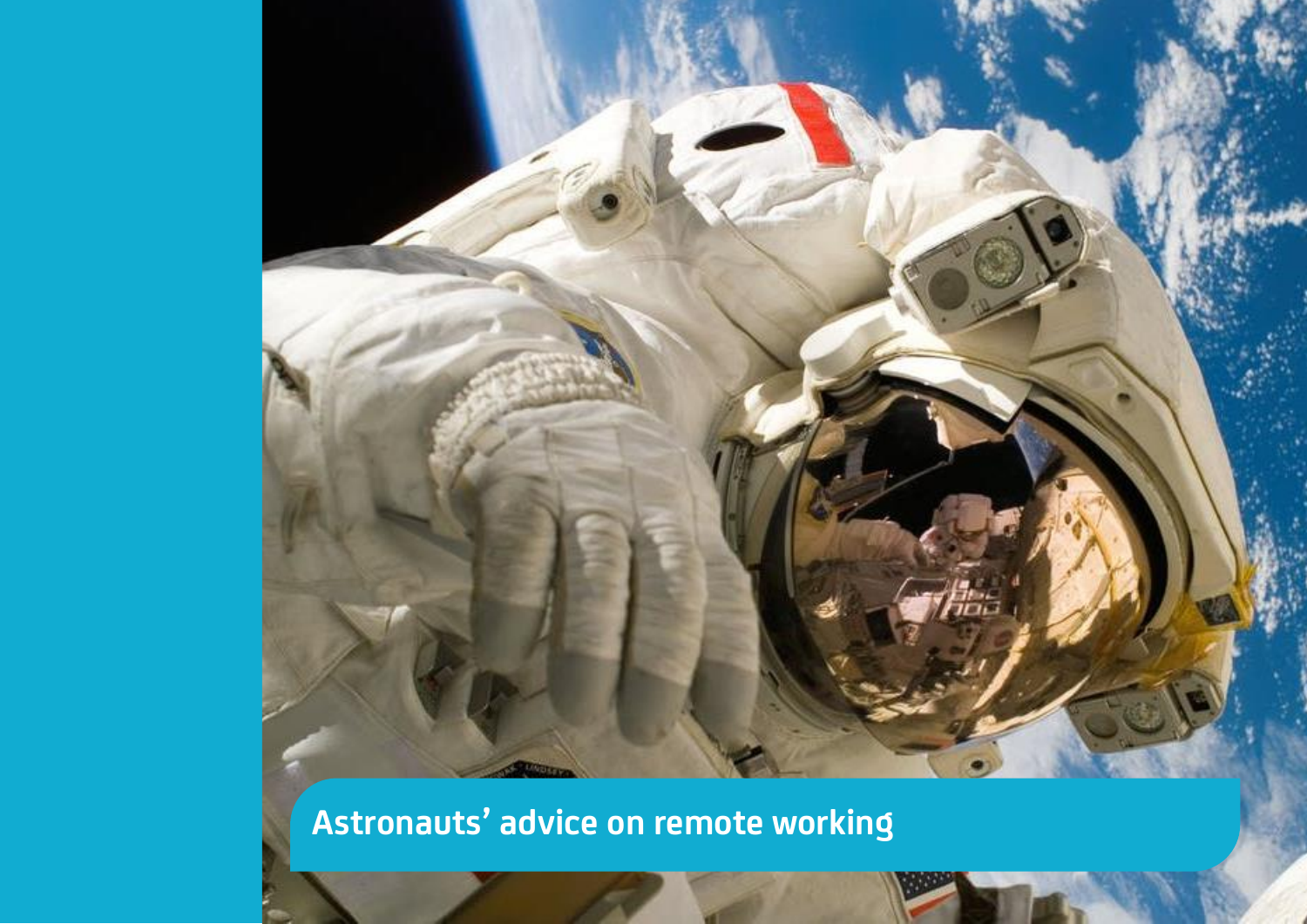# Astronauts’ advice on remote working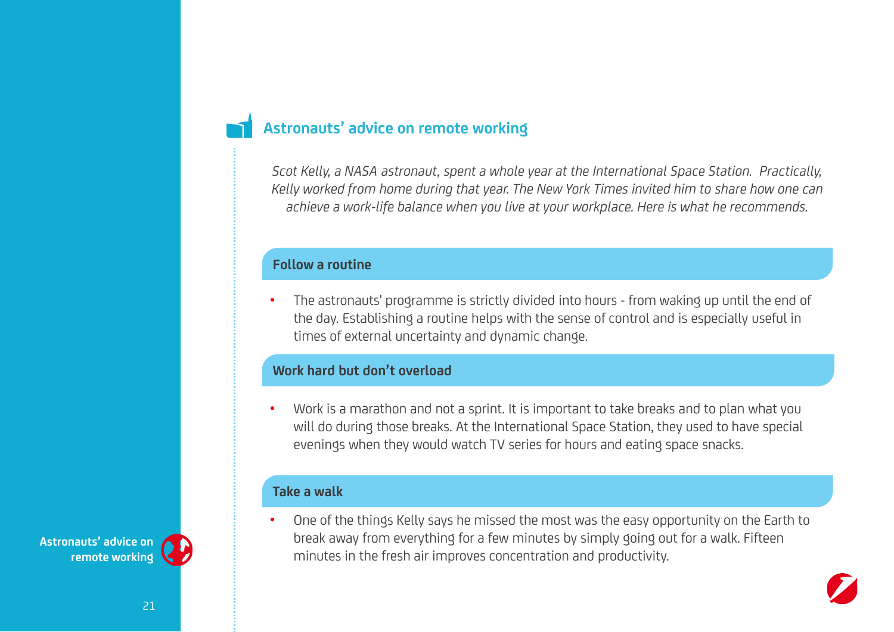## Astronauts' advice on remote working

*Scot Kelly, a NASA astronaut, spent a whole year at the International Space Station. Practically, Kelly worked from home during that year. The New York Times invited him to share how one can achieve a work-life balance when you live at your workplace. Here is what he recommends.*

### Follow a routine

- The astronauts' programme is strictly divided into hours - from waking up until the end of the day. Establishing a routine helps with the sense of control and is especially useful in times of external uncertainty and dynamic change.

### Work hard but don't overload

- Work is a marathon and not a sprint. It is important to take breaks and to plan what you will do during those breaks. At the International Space Station, they used to have special evenings when they would watch TV series for hours and eating space snacks.

### Take a walk

- One of the things Kelly says he missed the most was the easy opportunity on the Earth to break away from everything for a few minutes by simply going out for a walk. Fifteen minutes in the fresh air improves concentration and productivity.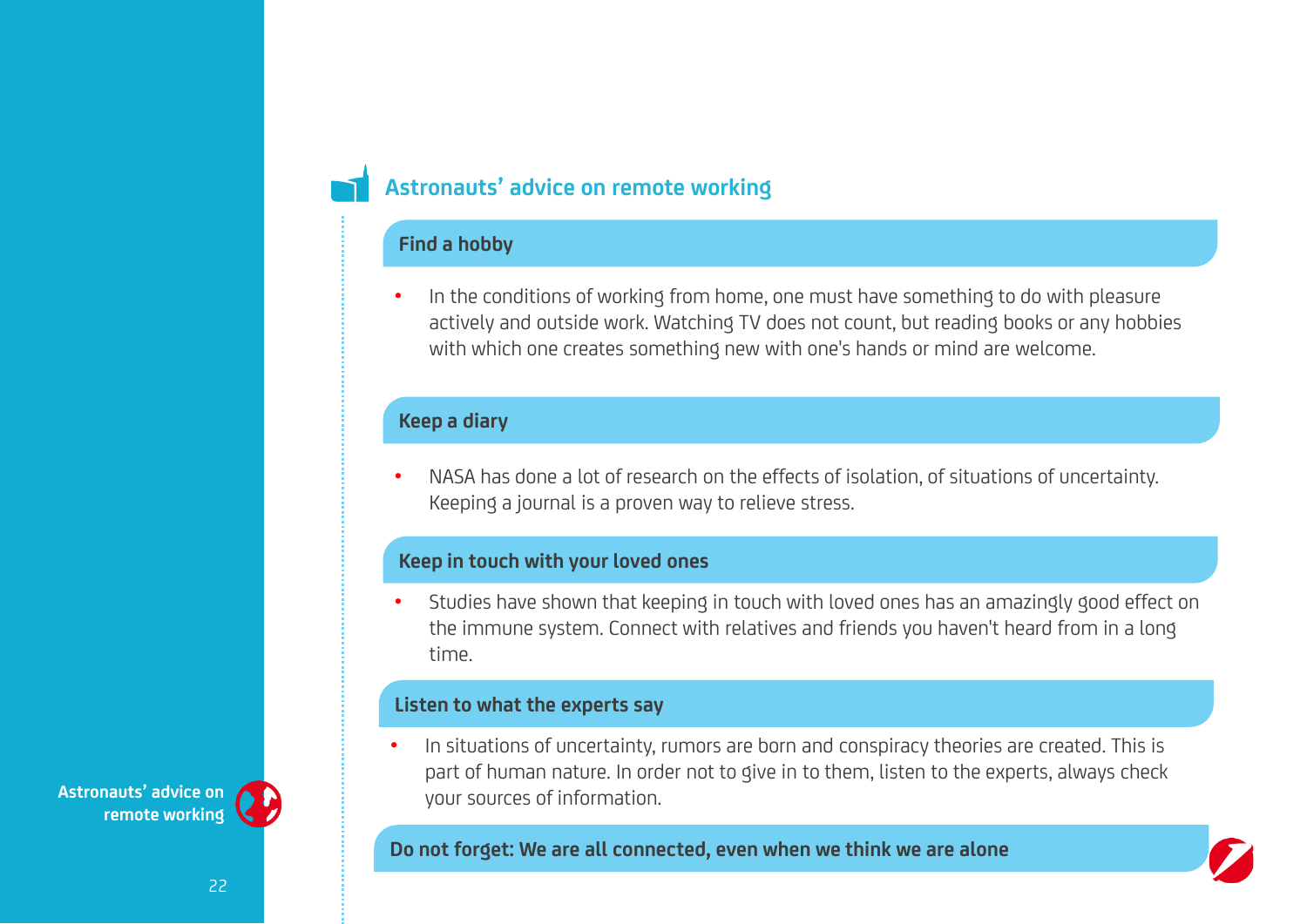## Astronauts' advice on remote working

### Find a hobby

- In the conditions of working from home, one must have something to do with pleasure actively and outside work. Watching TV does not count, but reading books or any hobbies with which one creates something new with one's hands or mind are welcome.

### Keep a diary

- NASA has done a lot of research on the effects of isolation, of situations of uncertainty. Keeping a journal is a proven way to relieve stress.

### Keep in touch with your loved ones

- Studies have shown that keeping in touch with loved ones has an amazingly good effect on the immune system. Connect with relatives and friends you haven't heard from in a long time.

### Listen to what the experts say

- In situations of uncertainty, rumors are born and conspiracy theories are created. This is part of human nature. In order not to give in to them, listen to the experts, always check your sources of information.

**Do not forget: We are all connected, even when we think we are alone**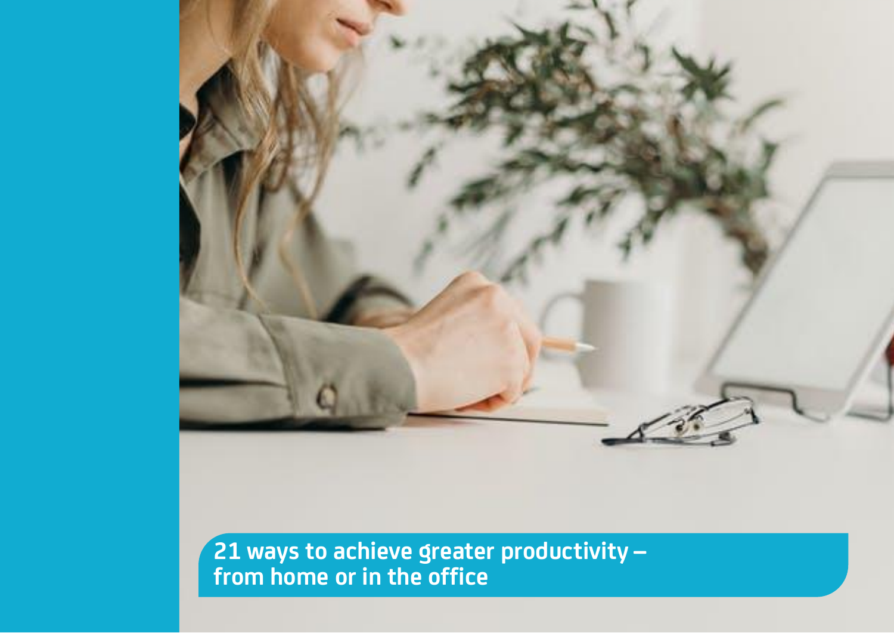# 21 ways to achieve greater productivity – from home or in the office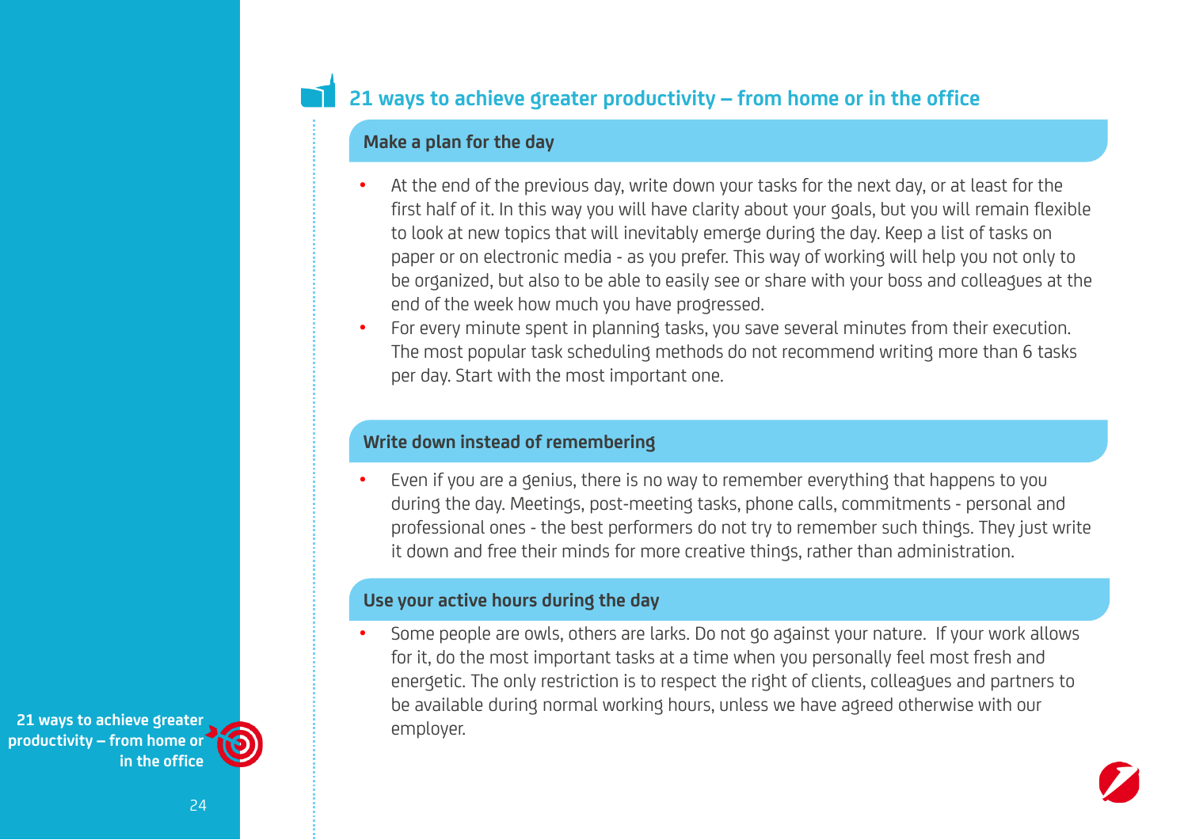## 21 ways to achieve greater productivity – from home or in the office

### Make a plan for the day

- At the end of the previous day, write down your tasks for the next day, or at least for the first half of it. In this way you will have clarity about your goals, but you will remain flexible to look at new topics that will inevitably emerge during the day. Keep a list of tasks on paper or on electronic media - as you prefer. This way of working will help you not only to be organized, but also to be able to easily see or share with your boss and colleagues at the end of the week how much you have progressed.
- For every minute spent in planning tasks, you save several minutes from their execution. The most popular task scheduling methods do not recommend writing more than 6 tasks per day. Start with the most important one.

### Write down instead of remembering

- Even if you are a genius, there is no way to remember everything that happens to you during the day. Meetings, post-meeting tasks, phone calls, commitments - personal and professional ones - the best performers do not try to remember such things. They just write it down and free their minds for more creative things, rather than administration.

### Use your active hours during the day

- Some people are owls, others are larks. Do not go against your nature. If your work allows for it, do the most important tasks at a time when you personally feel most fresh and energetic. The only restriction is to respect the right of clients, colleagues and partners to be available during normal working hours, unless we have agreed otherwise with our employer.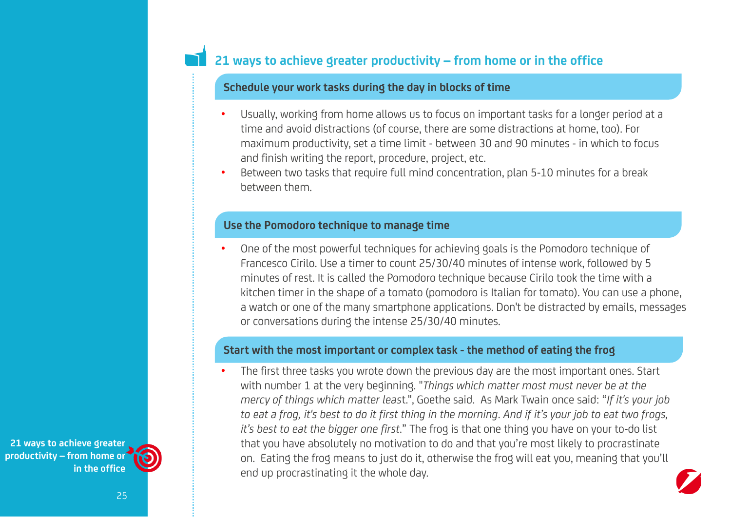## 21 ways to achieve greater productivity – from home or in the office

### Schedule your work tasks during the day in blocks of time

- Usually, working from home allows us to focus on important tasks for a longer period at a time and avoid distractions (of course, there are some distractions at home, too). For maximum productivity, set a time limit - between 30 and 90 minutes - in which to focus and finish writing the report, procedure, project, etc.
- Between two tasks that require full mind concentration, plan 5-10 minutes for a break between them.

### Use the Pomodoro technique to manage time

- One of the most powerful techniques for achieving goals is the Pomodoro technique of Francesco Cirilo. Use a timer to count 25/30/40 minutes of intense work, followed by 5 minutes of rest. It is called the Pomodoro technique because Cirilo took the time with a kitchen timer in the shape of a tomato (pomodoro is Italian for tomato). You can use a phone, a watch or one of the many smartphone applications. Don't be distracted by emails, messages or conversations during the intense 25/30/40 minutes.

### Start with the most important or complex task - the method of eating the frog

- The first three tasks you wrote down the previous day are the most important ones. Start with number 1 at the very beginning. "*Things which matter most must never be at the mercy of things which matter leas*t.", Goethe said. As Mark Twain once said: "*If it's your job to eat a frog, it's best to do it first thing in the morning. And if it's your job to eat two frogs, it's best to eat the bigger one first*." The frog is that one thing you have on your to-do list that you have absolutely no motivation to do and that you're most likely to procrastinate on. Eating the frog means to just do it, otherwise the frog will eat you, meaning that you'll end up procrastinating it the whole day.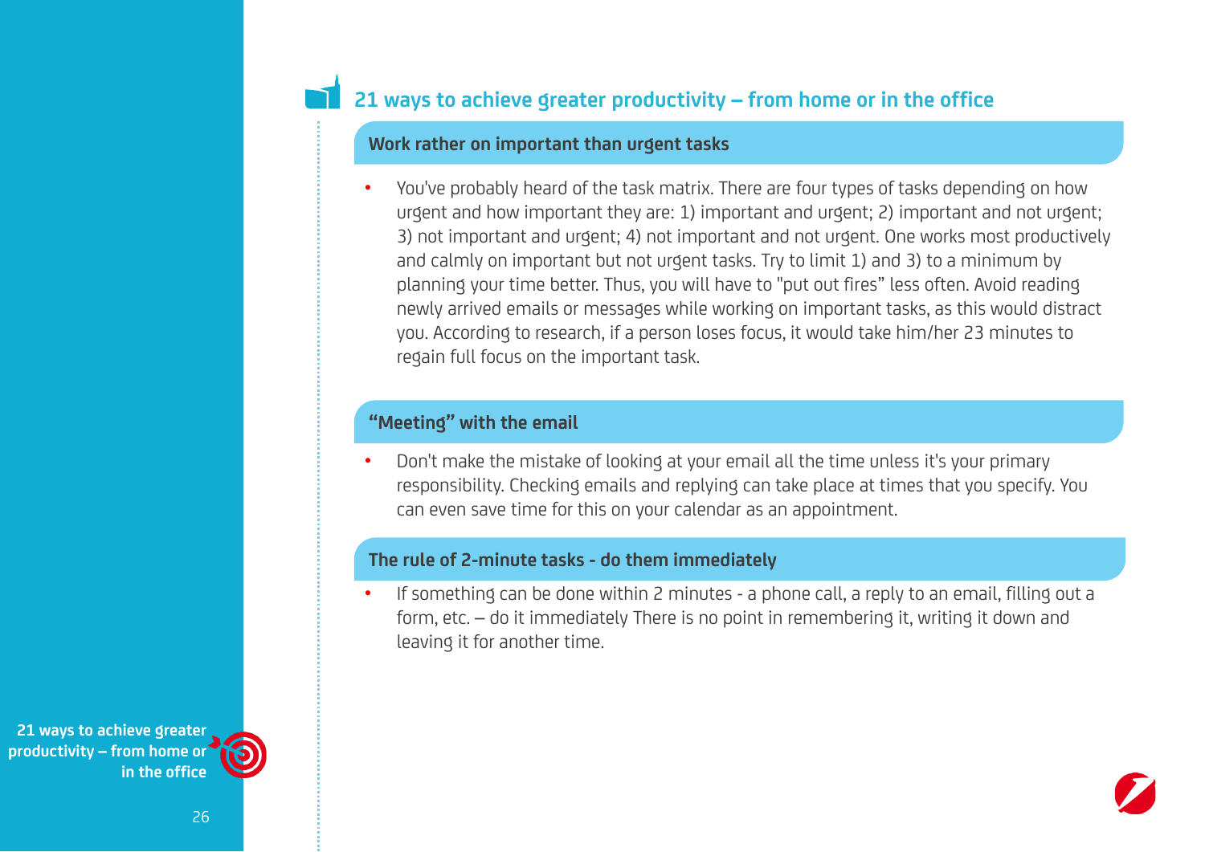## 21 ways to achieve greater productivity – from home or in the office

### Work rather on important than urgent tasks

- You've probably heard of the task matrix. There are four types of tasks depending on how urgent and how important they are: 1) important and urgent; 2) important and not urgent; 3) not important and urgent; 4) not important and not urgent. One works most productively and calmly on important but not urgent tasks. Try to limit 1) and 3) to a minimum by planning your time better. Thus, you will have to "put out fires" less often. Avoid reading newly arrived emails or messages while working on important tasks, as this would distract you. According to research, if a person loses focus, it would take him/her 23 minutes to regain full focus on the important task.

### "Meeting" with the email

- Don't make the mistake of looking at your email all the time unless it's your primary responsibility. Checking emails and replying can take place at times that you specify. You can even save time for this on your calendar as an appointment.

### The rule of 2-minute tasks - do them immediately

- If something can be done within 2 minutes - a phone call, a reply to an email, filling out a form, etc. – do it immediately There is no point in remembering it, writing it down and leaving it for another time.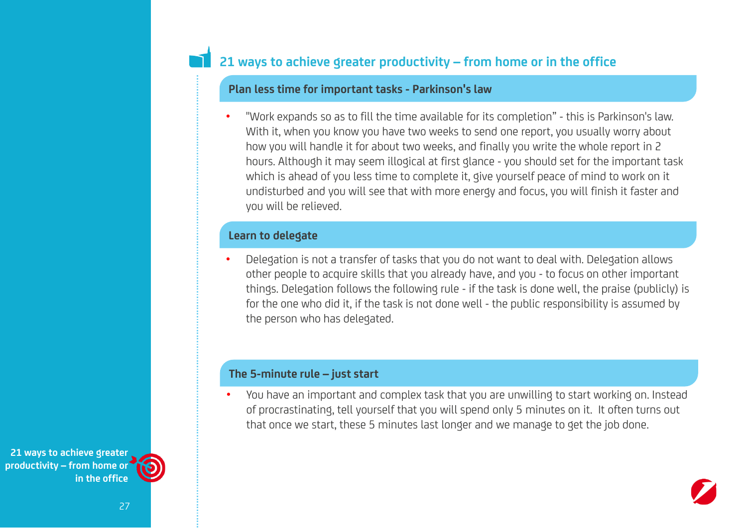## 21 ways to achieve greater productivity – from home or in the office

### Plan less time for important tasks - Parkinson's law

- "Work expands so as to fill the time available for its completion" - this is Parkinson's law. With it, when you know you have two weeks to send one report, you usually worry about how you will handle it for about two weeks, and finally you write the whole report in 2 hours. Although it may seem illogical at first glance - you should set for the important task which is ahead of you less time to complete it, give yourself peace of mind to work on it undisturbed and you will see that with more energy and focus, you will finish it faster and you will be relieved.

### Learn to delegate

- Delegation is not a transfer of tasks that you do not want to deal with. Delegation allows other people to acquire skills that you already have, and you - to focus on other important things. Delegation follows the following rule - if the task is done well, the praise (publicly) is for the one who did it, if the task is not done well - the public responsibility is assumed by the person who has delegated.

### The 5-minute rule – just start

- You have an important and complex task that you are unwilling to start working on. Instead of procrastinating, tell yourself that you will spend only 5 minutes on it. It often turns out that once we start, these 5 minutes last longer and we manage to get the job done.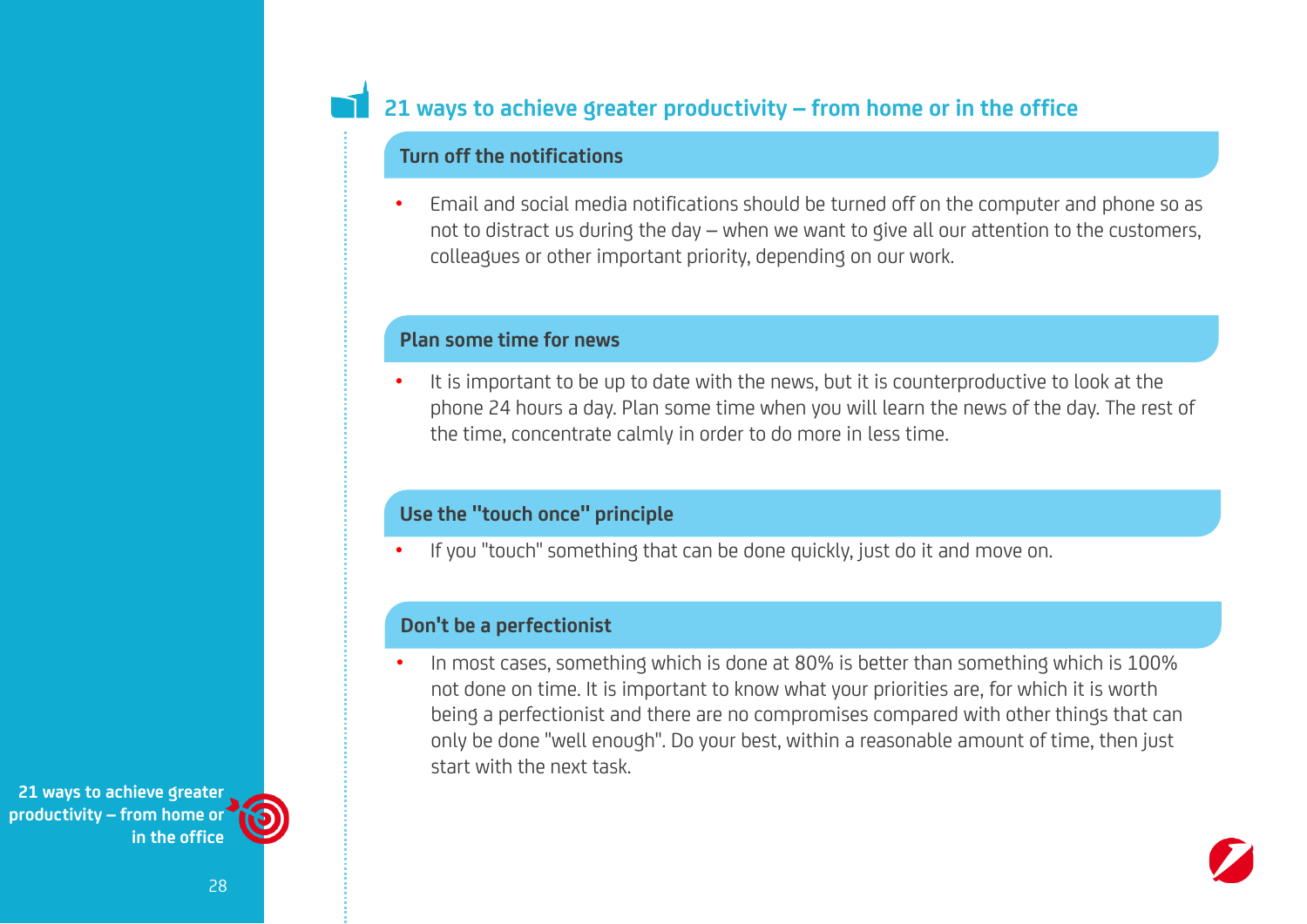## 21 ways to achieve greater productivity – from home or in the office

### Turn off the notifications

- Email and social media notifications should be turned off on the computer and phone so as not to distract us during the day – when we want to give all our attention to the customers, colleagues or other important priority, depending on our work.

### Plan some time for news

- It is important to be up to date with the news, but it is counterproductive to look at the phone 24 hours a day. Plan some time when you will learn the news of the day. The rest of the time, concentrate calmly in order to do more in less time.

### Use the "touch once" principle

- If you "touch" something that can be done quickly, just do it and move on.

### Don't be a perfectionist

- In most cases, something which is done at 80% is better than something which is 100% not done on time. It is important to know what your priorities are, for which it is worth being a perfectionist and there are no compromises compared with other things that can only be done "well enough". Do your best, within a reasonable amount of time, then just start with the next task.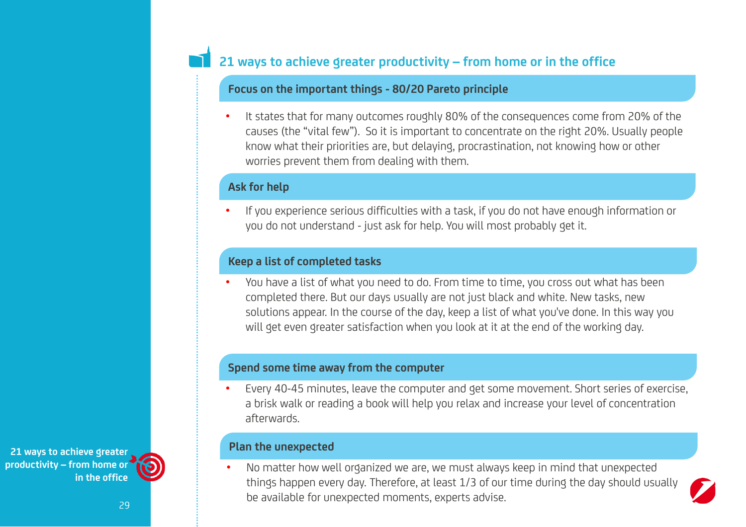## 21 ways to achieve greater productivity – from home or in the office

### Focus on the important things - 80/20 Pareto principle

- It states that for many outcomes roughly 80% of the consequences come from 20% of the causes (the "vital few"). So it is important to concentrate on the right 20%. Usually people know what their priorities are, but delaying, procrastination, not knowing how or other worries prevent them from dealing with them.

### Ask for help

- If you experience serious difficulties with a task, if you do not have enough information or you do not understand - just ask for help. You will most probably get it.

### Keep a list of completed tasks

- You have a list of what you need to do. From time to time, you cross out what has been completed there. But our days usually are not just black and white. New tasks, new solutions appear. In the course of the day, keep a list of what you've done. In this way you will get even greater satisfaction when you look at it at the end of the working day.

### Spend some time away from the computer

- Every 40-45 minutes, leave the computer and get some movement. Short series of exercise, a brisk walk or reading a book will help you relax and increase your level of concentration afterwards.

### Plan the unexpected

- No matter how well organized we are, we must always keep in mind that unexpected things happen every day. Therefore, at least 1/3 of our time during the day should usually be available for unexpected moments, experts advise.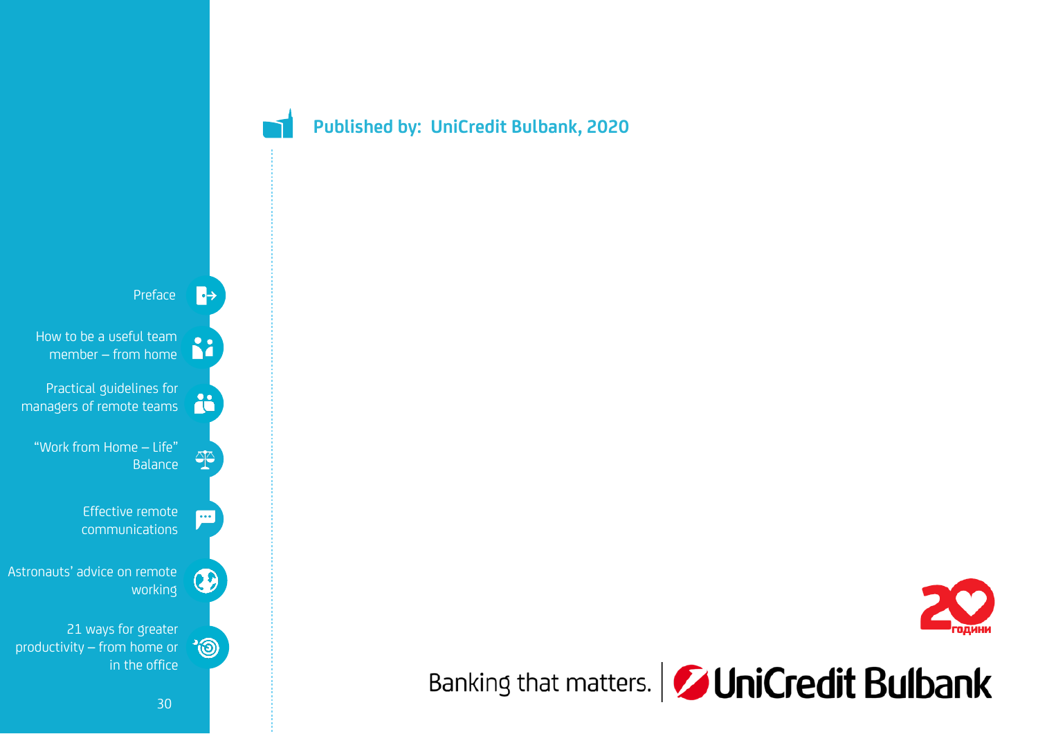**Published by: UniCredit Bulbank, 2020**

Preface

How to be a useful team member – from home

Practical guidelines for managers of remote teams

“Work from Home – Life” Balance

Effective remote communications

Astronauts’ advice on remote working

21 ways for greater productivity – from home or in the office

20 години

Banking that matters. | UniCredit Bulbank